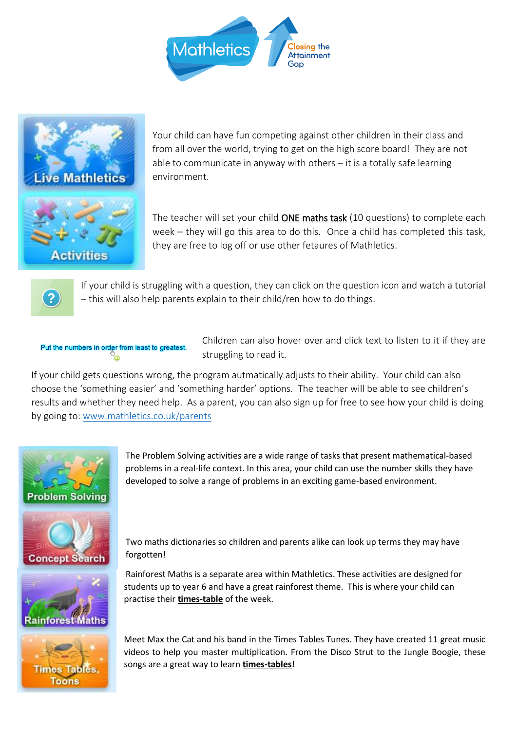Mathletics — Closing the Attainment Gap

**Live Mathletics**

Your child can have fun competing against other children in their class and from all over the world, trying to get on the high score board! They are not able to communicate in anyway with others – it is a totally safe learning environment.

**Activities**

The teacher will set your child ONE maths task (10 questions) to complete each week – they will go this area to do this. Once a child has completed this task, they are free to log off or use other fetaures of Mathletics.

If your child is struggling with a question, they can click on the question icon and watch a tutorial – this will also help parents explain to their child/ren how to do things.

Put the numbers in order from least to greatest.

Children can also hover over and click text to listen to it if they are struggling to read it.

If your child gets questions wrong, the program autmatically adjusts to their ability. Your child can also choose the 'something easier' and 'something harder' options. The teacher will be able to see children's results and whether they need help. As a parent, you can also sign up for free to see how your child is doing by going to: www.mathletics.co.uk/parents

**Problem Solving**

The Problem Solving activities are a wide range of tasks that present mathematical-based problems in a real-life context. In this area, your child can use the number skills they have developed to solve a range of problems in an exciting game-based environment.

**Concept Search**

Two maths dictionaries so children and parents alike can look up terms they may have forgotten!

**Rainforest Maths**

Rainforest Maths is a separate area within Mathletics. These activities are designed for students up to year 6 and have a great rainforest theme. This is where your child can practise their **times-table** of the week.

**Times Tables Toons**

Meet Max the Cat and his band in the Times Tables Tunes. They have created 11 great music videos to help you master multiplication. From the Disco Strut to the Jungle Boogie, these songs are a great way to learn **times-tables**!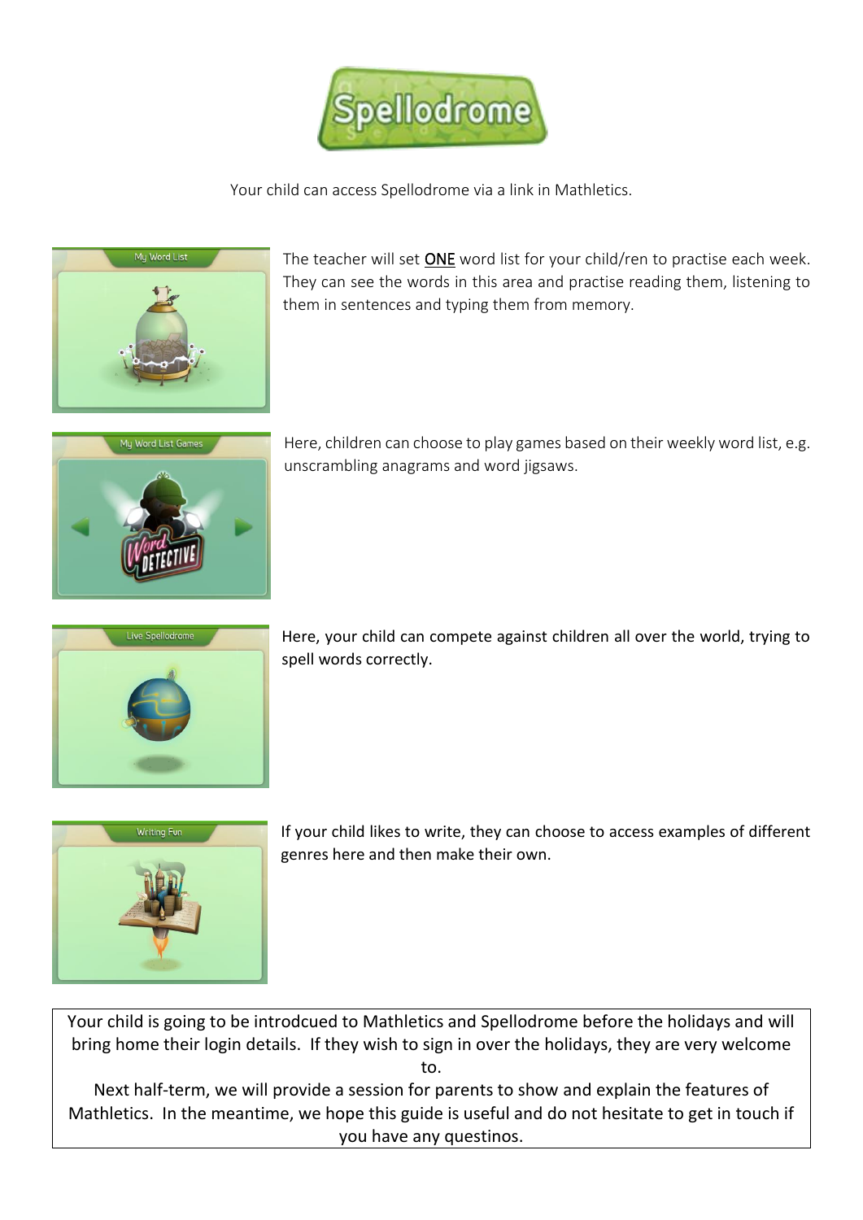# Spellodrome

Your child can access Spellodrome via a link in Mathletics.

My Word List

The teacher will set <u>ONE</u> word list for your child/ren to practise each week. They can see the words in this area and practise reading them, listening to them in sentences and typing them from memory.

My Word List Games

Here, children can choose to play games based on their weekly word list, e.g. unscrambling anagrams and word jigsaws.

Live Spellodrome

Here, your child can compete against children all over the world, trying to spell words correctly.

Writing Fun

If your child likes to write, they can choose to access examples of different genres here and then make their own.

Your child is going to be introdcued to Mathletics and Spellodrome before the holidays and will bring home their login details. If they wish to sign in over the holidays, they are very welcome to.

Next half-term, we will provide a session for parents to show and explain the features of Mathletics. In the meantime, we hope this guide is useful and do not hesitate to get in touch if you have any questinos.